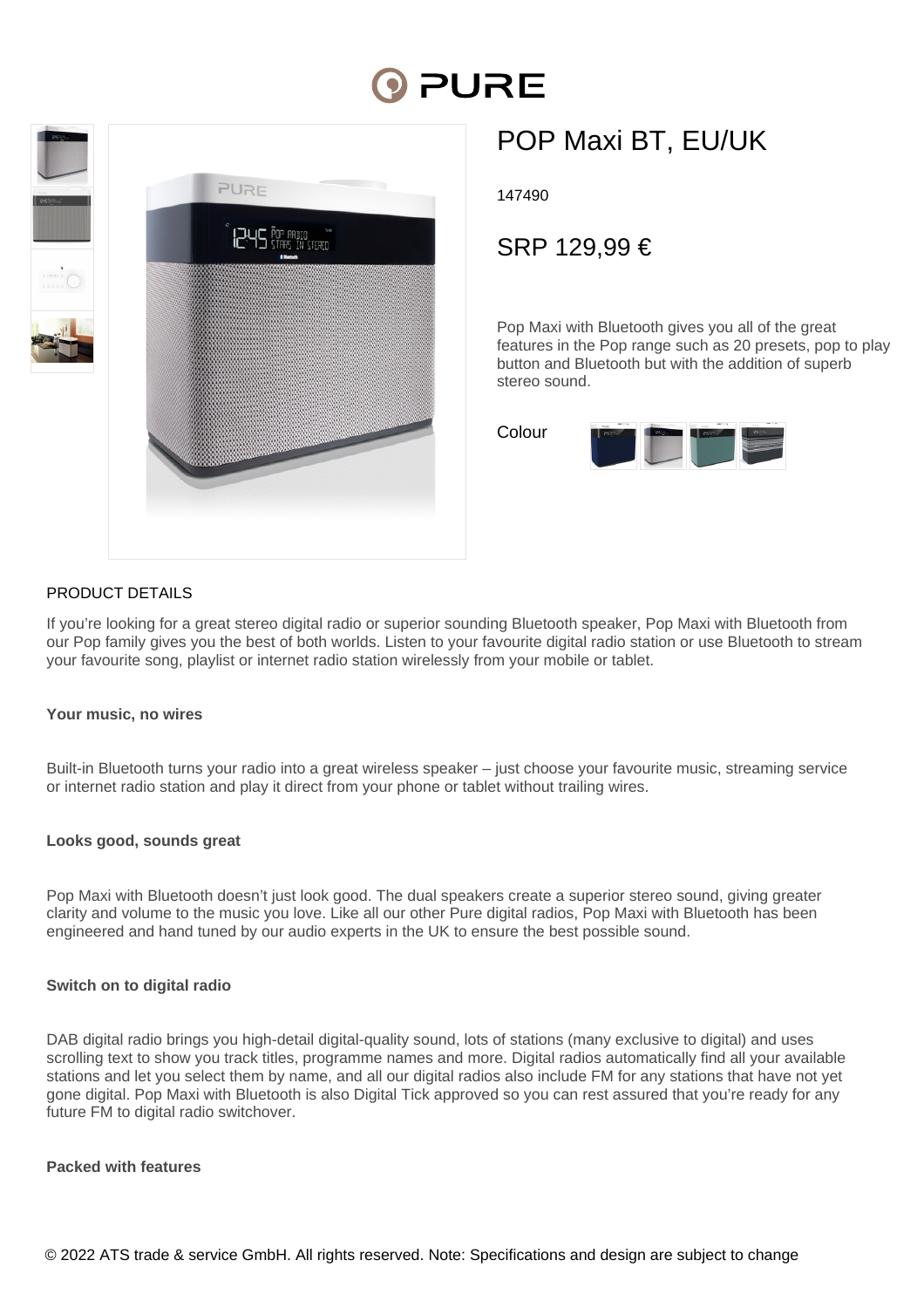# POP Maxi BT, EU/UK

147490

SRP 129,99 €

Pop Maxi with Bluetooth gives you all of the great features in the Pop range such as 20 presets, pop to play button and Bluetooth but with the addition of superb stereo sound.

Colour

## PRODUCT DETAILS

If you're looking for a great stereo digital radio or superior sounding Bluetooth speaker, Pop Maxi with Bluetooth from our Pop family gives you the best of both worlds. Listen to your favourite digital radio station or use Bluetooth to stream your favourite song, playlist or internet radio station wirelessly from your mobile or tablet.

**Your music, no wires**

Built-in Bluetooth turns your radio into a great wireless speaker – just choose your favourite music, streaming service or internet radio station and play it direct from your phone or tablet without trailing wires.

**Looks good, sounds great**

Pop Maxi with Bluetooth doesn't just look good. The dual speakers create a superior stereo sound, giving greater clarity and volume to the music you love. Like all our other Pure digital radios, Pop Maxi with Bluetooth has been engineered and hand tuned by our audio experts in the UK to ensure the best possible sound.

**Switch on to digital radio**

DAB digital radio brings you high-detail digital-quality sound, lots of stations (many exclusive to digital) and uses scrolling text to show you track titles, programme names and more. Digital radios automatically find all your available stations and let you select them by name, and all our digital radios also include FM for any stations that have not yet gone digital. Pop Maxi with Bluetooth is also Digital Tick approved so you can rest assured that you're ready for any future FM to digital radio switchover.

**Packed with features**

© 2022 ATS trade & service GmbH. All rights reserved. Note: Specifications and design are subject to change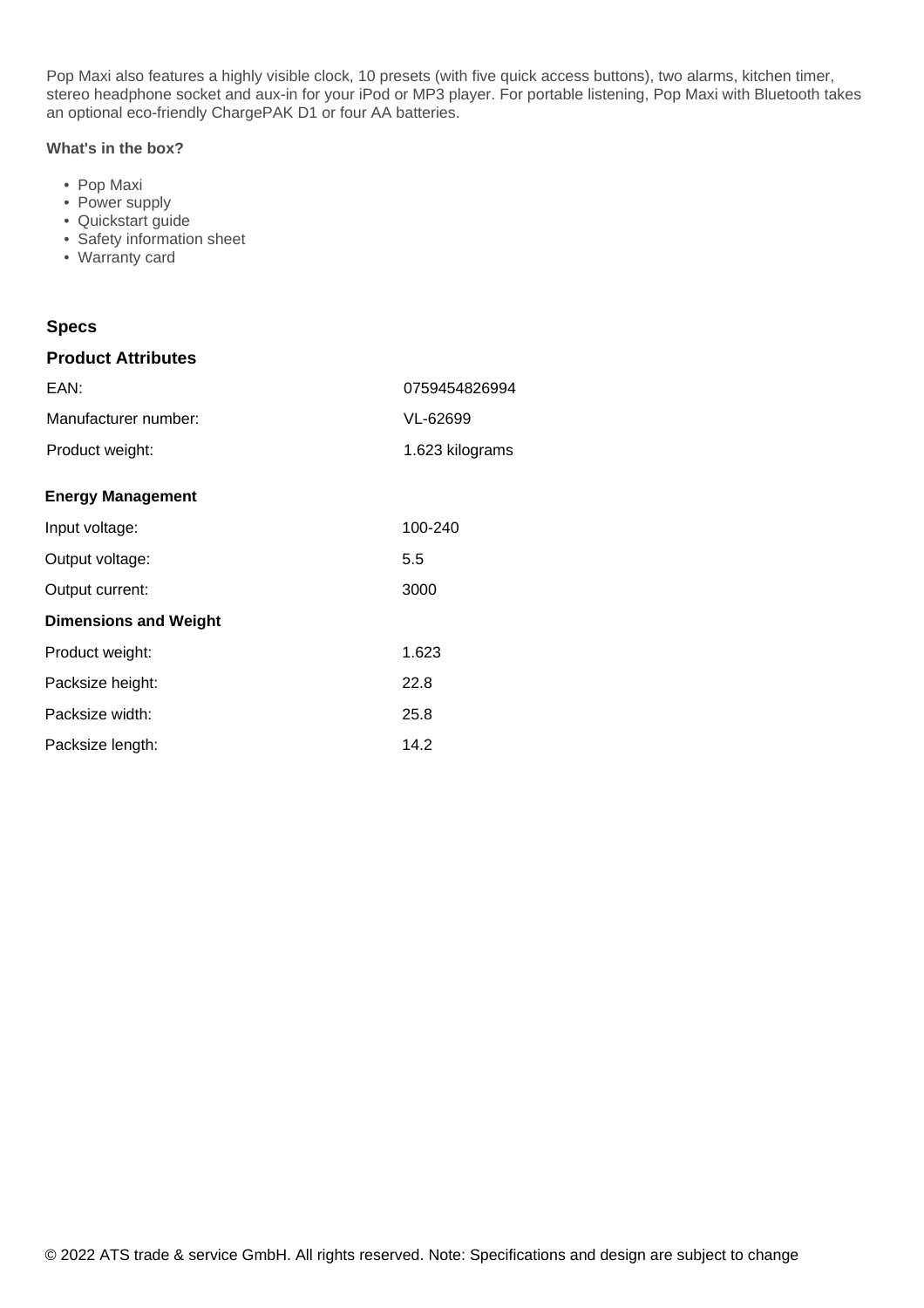Pop Maxi also features a highly visible clock, 10 presets (with five quick access buttons), two alarms, kitchen timer, stereo headphone socket and aux-in for your iPod or MP3 player. For portable listening, Pop Maxi with Bluetooth takes an optional eco-friendly ChargePAK D1 or four AA batteries.

**What's in the box?**

- Pop Maxi
- Power supply
- Quickstart guide
- Safety information sheet
- Warranty card

## Specs

### Product Attributes

| | |
|---|---|
| EAN: | 0759454826994 |
| Manufacturer number: | VL-62699 |
| Product weight: | 1.623 kilograms |

### Energy Management

| | |
|---|---|
| Input voltage: | 100-240 |
| Output voltage: | 5.5 |
| Output current: | 3000 |

### Dimensions and Weight

| | |
|---|---|
| Product weight: | 1.623 |
| Packsize height: | 22.8 |
| Packsize width: | 25.8 |
| Packsize length: | 14.2 |

© 2022 ATS trade & service GmbH. All rights reserved. Note: Specifications and design are subject to change